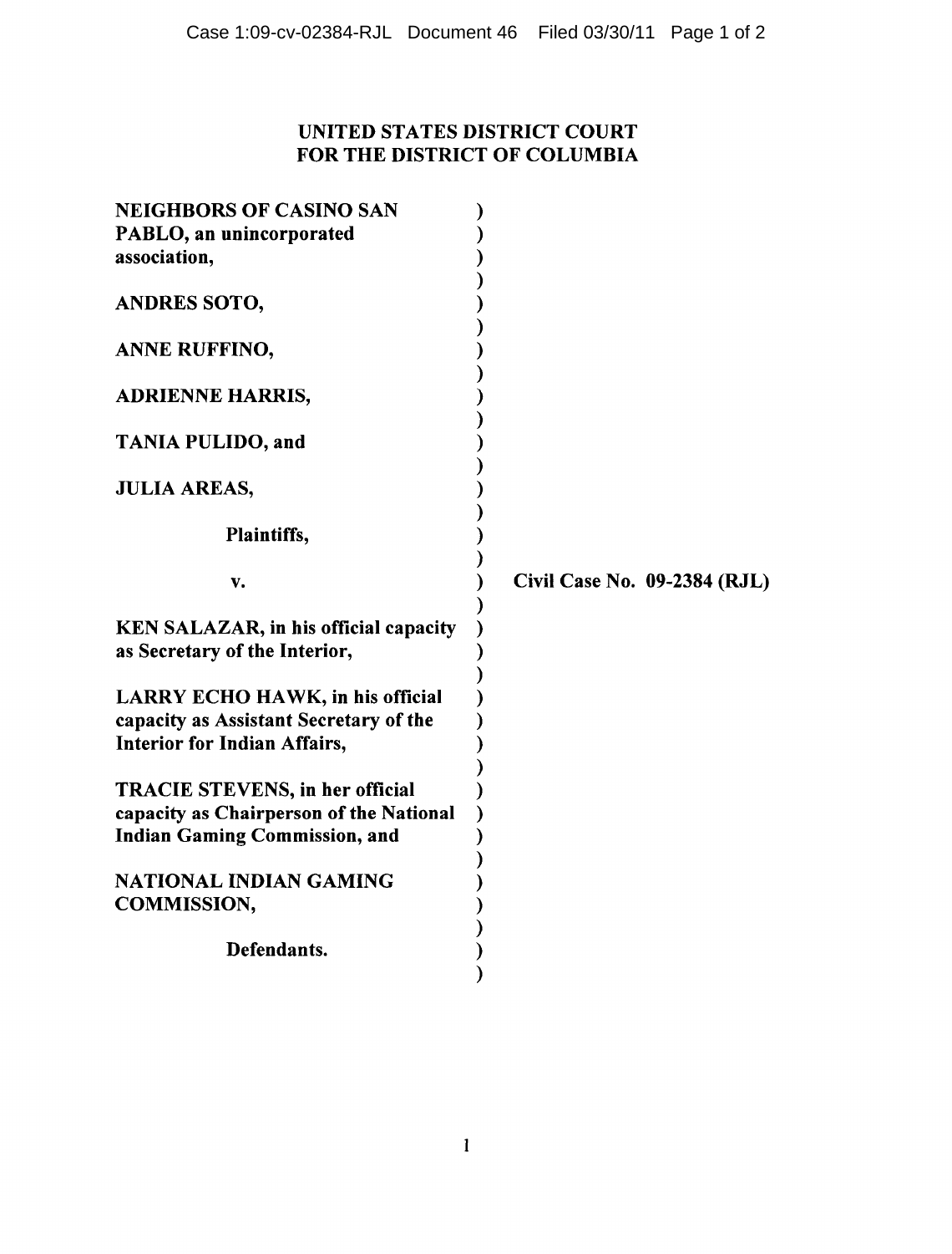**UNITED STATES DISTRICT COURT**
**FOR THE DISTRICT OF COLUMBIA**

**NEIGHBORS OF CASINO SAN PABLO, an unincorporated association,**

**ANDRES SOTO,**

**ANNE RUFFINO,**

**ADRIENNE HARRIS,**

**TANIA PULIDO, and**

**JULIA AREAS,**

**Plaintiffs,**

**v.**

**KEN SALAZAR, in his official capacity as Secretary of the Interior,**

**LARRY ECHO HAWK, in his official capacity as Assistant Secretary of the Interior for Indian Affairs,**

**TRACIE STEVENS, in her official capacity as Chairperson of the National Indian Gaming Commission, and**

**NATIONAL INDIAN GAMING COMMISSION,**

**Defendants.**

**Civil Case No. 09-2384 (RJL)**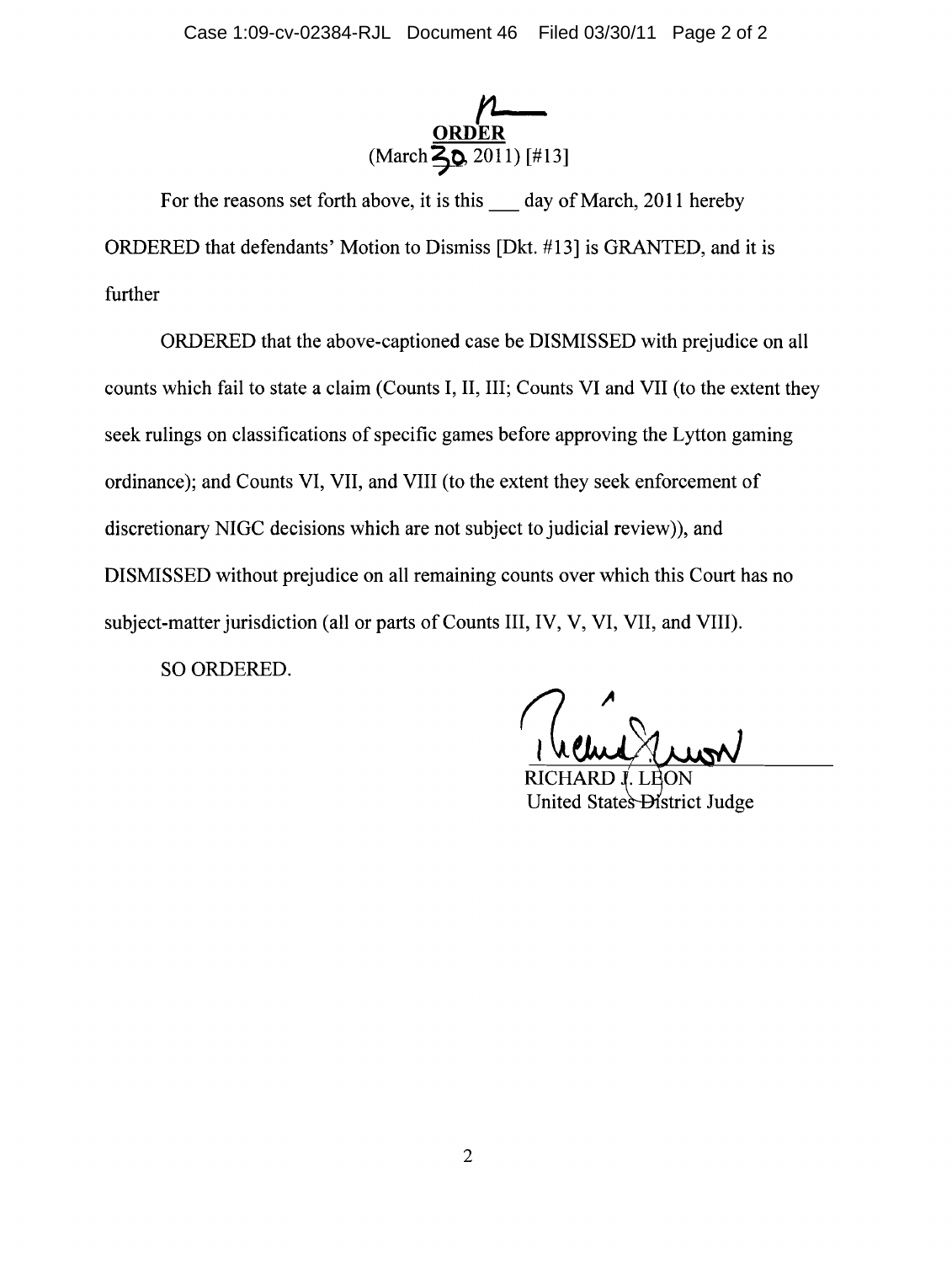**ORDER**

(March 30, 2011) [#13]

For the reasons set forth above, it is this ___ day of March, 2011 hereby ORDERED that defendants' Motion to Dismiss [Dkt. #13] is GRANTED, and it is further

ORDERED that the above-captioned case be DISMISSED with prejudice on all counts which fail to state a claim (Counts I, II, III; Counts VI and VII (to the extent they seek rulings on classifications of specific games before approving the Lytton gaming ordinance); and Counts VI, VII, and VIII (to the extent they seek enforcement of discretionary NIGC decisions which are not subject to judicial review)), and DISMISSED without prejudice on all remaining counts over which this Court has no subject-matter jurisdiction (all or parts of Counts III, IV, V, VI, VII, and VIII).

SO ORDERED.

RICHARD J. LEON
United States District Judge